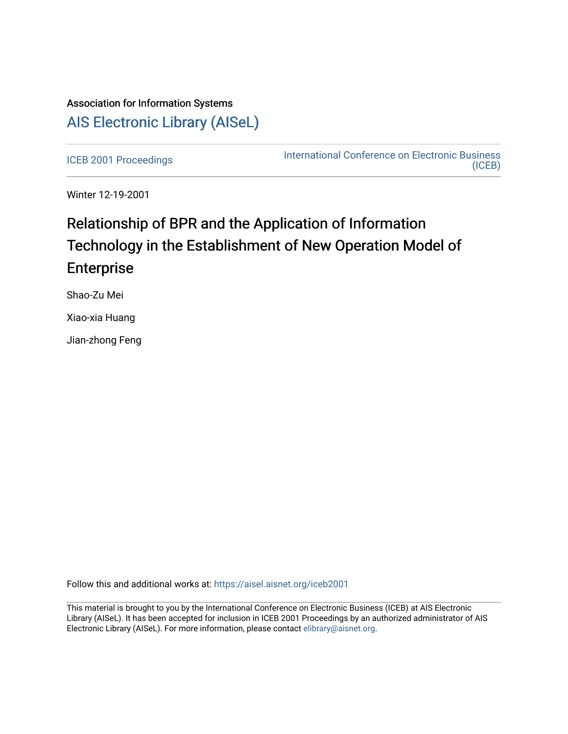Association for Information Systems

# AIS Electronic Library (AISeL)

ICEB 2001 Proceedings

International Conference on Electronic Business (ICEB)

Winter 12-19-2001

# Relationship of BPR and the Application of Information Technology in the Establishment of New Operation Model of Enterprise

Shao-Zu Mei

Xiao-xia Huang

Jian-zhong Feng

Follow this and additional works at: https://aisel.aisnet.org/iceb2001

This material is brought to you by the International Conference on Electronic Business (ICEB) at AIS Electronic Library (AISeL). It has been accepted for inclusion in ICEB 2001 Proceedings by an authorized administrator of AIS Electronic Library (AISeL). For more information, please contact elibrary@aisnet.org.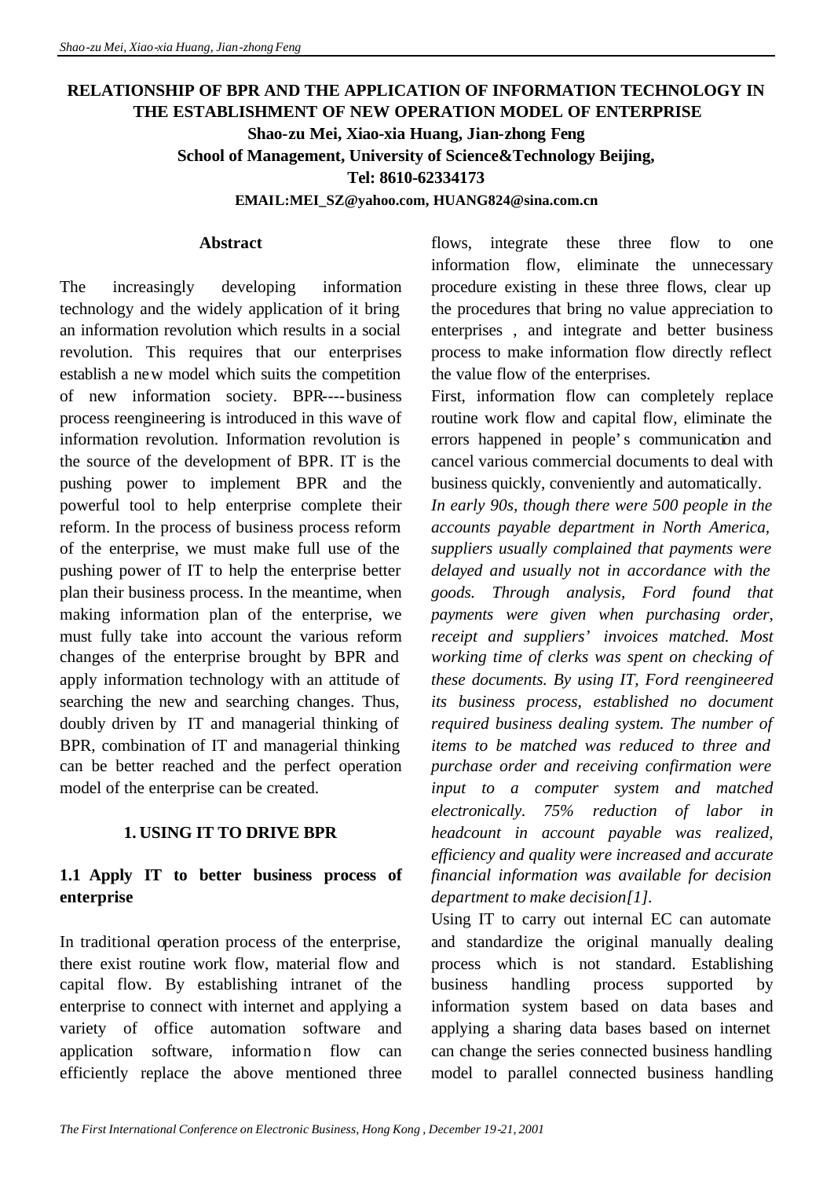# RELATIONSHIP OF BPR AND THE APPLICATION OF INFORMATION TECHNOLOGY IN THE ESTABLISHMENT OF NEW OPERATION MODEL OF ENTERPRISE

**Shao-zu Mei, Xiao-xia Huang, Jian-zhong Feng**

**School of Management, University of Science&Technology Beijing,**

**Tel: 8610-62334173**

**EMAIL:MEI_SZ@yahoo.com, HUANG824@sina.com.cn**

## Abstract

The increasingly developing information technology and the widely application of it bring an information revolution which results in a social revolution. This requires that our enterprises establish a new model which suits the competition of new information society. BPR----business process reengineering is introduced in this wave of information revolution. Information revolution is the source of the development of BPR. IT is the pushing power to implement BPR and the powerful tool to help enterprise complete their reform. In the process of business process reform of the enterprise, we must make full use of the pushing power of IT to help the enterprise better plan their business process. In the meantime, when making information plan of the enterprise, we must fully take into account the various reform changes of the enterprise brought by BPR and apply information technology with an attitude of searching the new and searching changes. Thus, doubly driven by IT and managerial thinking of BPR, combination of IT and managerial thinking can be better reached and the perfect operation model of the enterprise can be created.

## 1. USING IT TO DRIVE BPR

### 1.1 Apply IT to better business process of enterprise

In traditional operation process of the enterprise, there exist routine work flow, material flow and capital flow. By establishing intranet of the enterprise to connect with internet and applying a variety of office automation software and application software, information flow can efficiently replace the above mentioned three flows, integrate these three flow to one information flow, eliminate the unnecessary procedure existing in these three flows, clear up the procedures that bring no value appreciation to enterprises , and integrate and better business process to make information flow directly reflect the value flow of the enterprises.

First, information flow can completely replace routine work flow and capital flow, eliminate the errors happened in people's communication and cancel various commercial documents to deal with business quickly, conveniently and automatically.

*In early 90s, though there were 500 people in the accounts payable department in North America, suppliers usually complained that payments were delayed and usually not in accordance with the goods. Through analysis, Ford found that payments were given when purchasing order, receipt and suppliers' invoices matched. Most working time of clerks was spent on checking of these documents. By using IT, Ford reengineered its business process, established no document required business dealing system. The number of items to be matched was reduced to three and purchase order and receiving confirmation were input to a computer system and matched electronically. 75% reduction of labor in headcount in account payable was realized, efficiency and quality were increased and accurate financial information was available for decision department to make decision[1].*

Using IT to carry out internal EC can automate and standardize the original manually dealing process which is not standard. Establishing business handling process supported by information system based on data bases and applying a sharing data bases based on internet can change the series connected business handling model to parallel connected business handling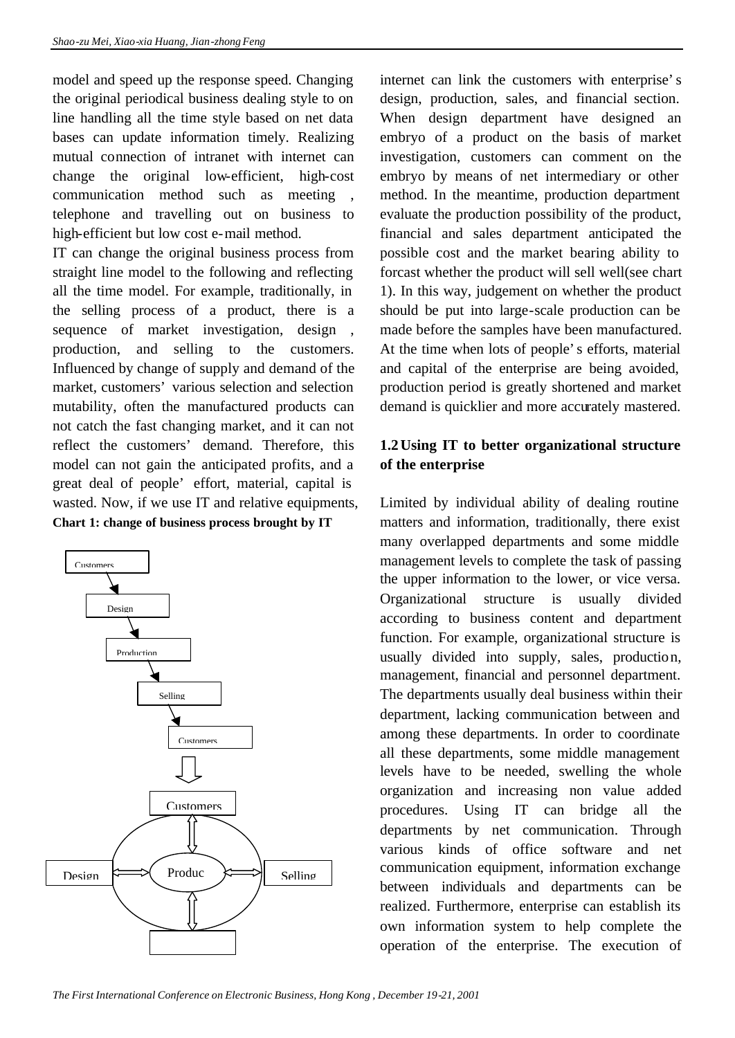model and speed up the response speed. Changing the original periodical business dealing style to on line handling all the time style based on net data bases can update information timely. Realizing mutual connection of intranet with internet can change the original low-efficient, high-cost communication method such as meeting , telephone and travelling out on business to high-efficient but low cost e-mail method.

IT can change the original business process from straight line model to the following and reflecting all the time model. For example, traditionally, in the selling process of a product, there is a sequence of market investigation, design , production, and selling to the customers. Influenced by change of supply and demand of the market, customers' various selection and selection mutability, often the manufactured products can not catch the fast changing market, and it can not reflect the customers' demand. Therefore, this model can not gain the anticipated profits, and a great deal of people' effort, material, capital is wasted. Now, if we use IT and relative equipments, internet can link the customers with enterprise' s design, production, sales, and financial section. When design department have designed an embryo of a product on the basis of market investigation, customers can comment on the embryo by means of net intermediary or other method. In the meantime, production department evaluate the production possibility of the product, financial and sales department anticipated the possible cost and the market bearing ability to forcast whether the product will sell well(see chart 1). In this way, judgement on whether the product should be put into large-scale production can be made before the samples have been manufactured. At the time when lots of people' s efforts, material and capital of the enterprise are being avoided, production period is greatly shortened and market demand is quicklier and more accurately mastered.

**Chart 1: change of business process brought by IT**

Customers → Design → Production → Selling → Customers

⇓

Customers ⇕ Produc ⇔ Design, Selling; ⇕ (blank)

### 1.2 Using IT to better organizational structure of the enterprise

Limited by individual ability of dealing routine matters and information, traditionally, there exist many overlapped departments and some middle management levels to complete the task of passing the upper information to the lower, or vice versa. Organizational structure is usually divided according to business content and department function. For example, organizational structure is usually divided into supply, sales, production, management, financial and personnel department. The departments usually deal business within their department, lacking communication between and among these departments. In order to coordinate all these departments, some middle management levels have to be needed, swelling the whole organization and increasing non value added procedures. Using IT can bridge all the departments by net communication. Through various kinds of office software and net communication equipment, information exchange between individuals and departments can be realized. Furthermore, enterprise can establish its own information system to help complete the operation of the enterprise. The execution of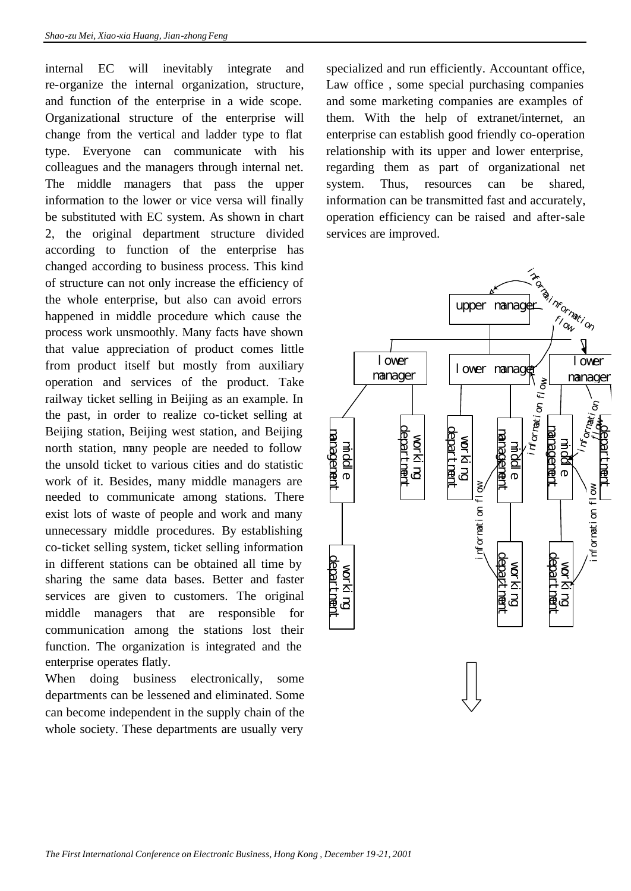internal EC will inevitably integrate and re-organize the internal organization, structure, and function of the enterprise in a wide scope. Organizational structure of the enterprise will change from the vertical and ladder type to flat type. Everyone can communicate with his colleagues and the managers through internal net. The middle managers that pass the upper information to the lower or vice versa will finally be substituted with EC system. As shown in chart 2, the original department structure divided according to function of the enterprise has changed according to business process. This kind of structure can not only increase the efficiency of the whole enterprise, but also can avoid errors happened in middle procedure which cause the process work unsmoothly. Many facts have shown that value appreciation of product comes little from product itself but mostly from auxiliary operation and services of the product. Take railway ticket selling in Beijing as an example. In the past, in order to realize co-ticket selling at Beijing station, Beijing west station, and Beijing north station, many people are needed to follow the unsold ticket to various cities and do statistic work of it. Besides, many middle managers are needed to communicate among stations. There exist lots of waste of people and work and many unnecessary middle procedures. By establishing co-ticket selling system, ticket selling information in different stations can be obtained all time by sharing the same data bases. Better and faster services are given to customers. The original middle managers that are responsible for communication among the stations lost their function. The organization is integrated and the enterprise operates flatly.

When doing business electronically, some departments can be lessened and eliminated. Some can become independent in the supply chain of the whole society. These departments are usually very specialized and run efficiently. Accountant office, Law office , some special purchasing companies and some marketing companies are examples of them. With the help of extranet/internet, an enterprise can establish good friendly co-operation relationship with its upper and lower enterprise, regarding them as part of organizational net system. Thus, resources can be shared, information can be transmitted fast and accurately, operation efficiency can be raised and after-sale services are improved.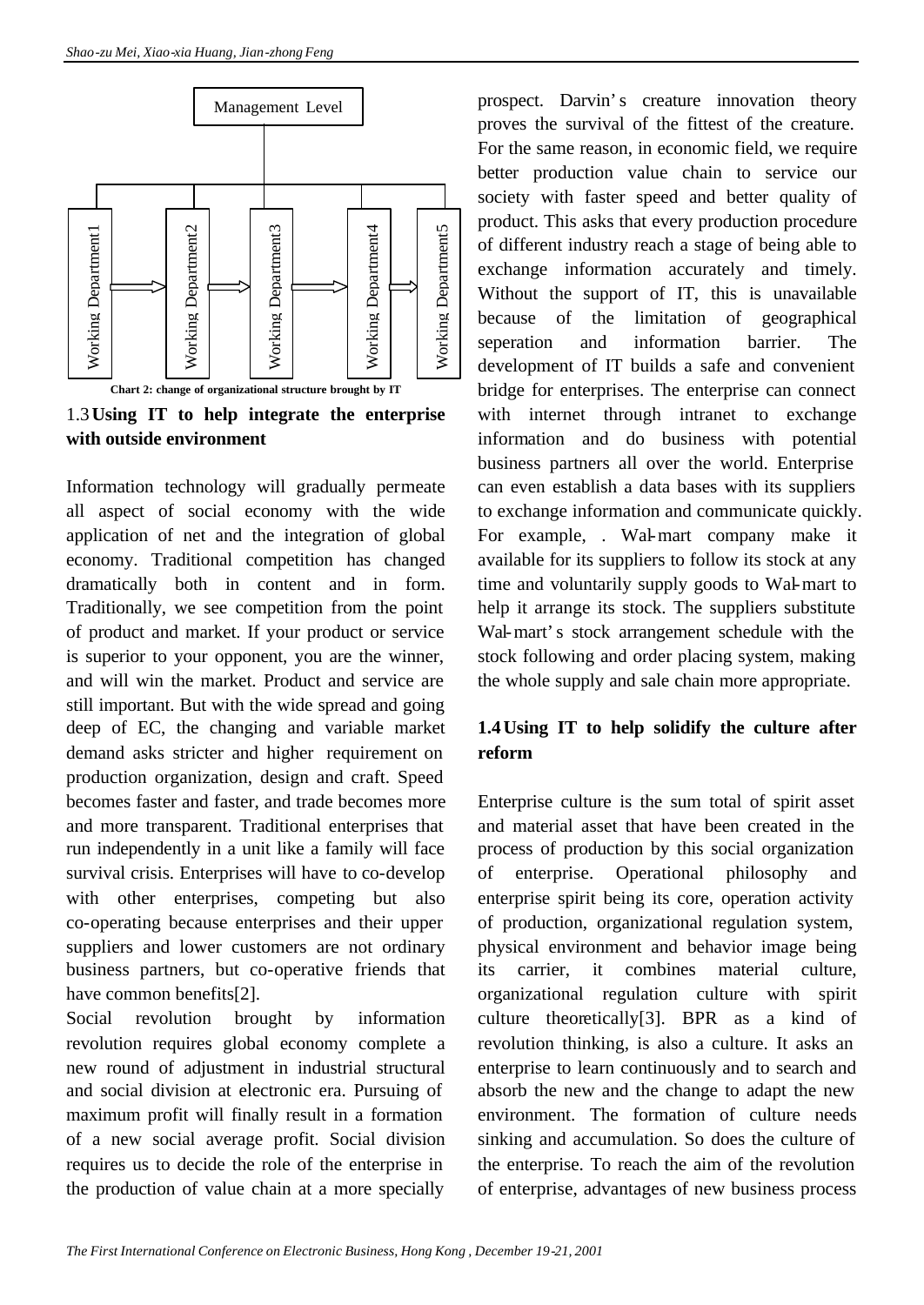Management Level

Working Department1 → Working Department2 → Working Department3 → Working Department4 → Working Department5

**Chart 2: change of organizational structure brought by IT**

### 1.3 Using IT to help integrate the enterprise with outside environment

Information technology will gradually permeate all aspect of social economy with the wide application of net and the integration of global economy. Traditional competition has changed dramatically both in content and in form. Traditionally, we see competition from the point of product and market. If your product or service is superior to your opponent, you are the winner, and will win the market. Product and service are still important. But with the wide spread and going deep of EC, the changing and variable market demand asks stricter and higher requirement on production organization, design and craft. Speed becomes faster and faster, and trade becomes more and more transparent. Traditional enterprises that run independently in a unit like a family will face survival crisis. Enterprises will have to co-develop with other enterprises, competing but also co-operating because enterprises and their upper suppliers and lower customers are not ordinary business partners, but co-operative friends that have common benefits[2].

Social revolution brought by information revolution requires global economy complete a new round of adjustment in industrial structural and social division at electronic era. Pursuing of maximum profit will finally result in a formation of a new social average profit. Social division requires us to decide the role of the enterprise in the production of value chain at a more specially prospect. Darvin's creature innovation theory proves the survival of the fittest of the creature. For the same reason, in economic field, we require better production value chain to service our society with faster speed and better quality of product. This asks that every production procedure of different industry reach a stage of being able to exchange information accurately and timely. Without the support of IT, this is unavailable because of the limitation of geographical seperation and information barrier. The development of IT builds a safe and convenient bridge for enterprises. The enterprise can connect with internet through intranet to exchange information and do business with potential business partners all over the world. Enterprise can even establish a data bases with its suppliers to exchange information and communicate quickly. For example, . Wal-mart company make it available for its suppliers to follow its stock at any time and voluntarily supply goods to Wal-mart to help it arrange its stock. The suppliers substitute Wal-mart's stock arrangement schedule with the stock following and order placing system, making the whole supply and sale chain more appropriate.

### 1.4 Using IT to help solidify the culture after reform

Enterprise culture is the sum total of spirit asset and material asset that have been created in the process of production by this social organization of enterprise. Operational philosophy and enterprise spirit being its core, operation activity of production, organizational regulation system, physical environment and behavior image being its carrier, it combines material culture, organizational regulation culture with spirit culture theoretically[3]. BPR as a kind of revolution thinking, is also a culture. It asks an enterprise to learn continuously and to search and absorb the new and the change to adapt the new environment. The formation of culture needs sinking and accumulation. So does the culture of the enterprise. To reach the aim of the revolution of enterprise, advantages of new business process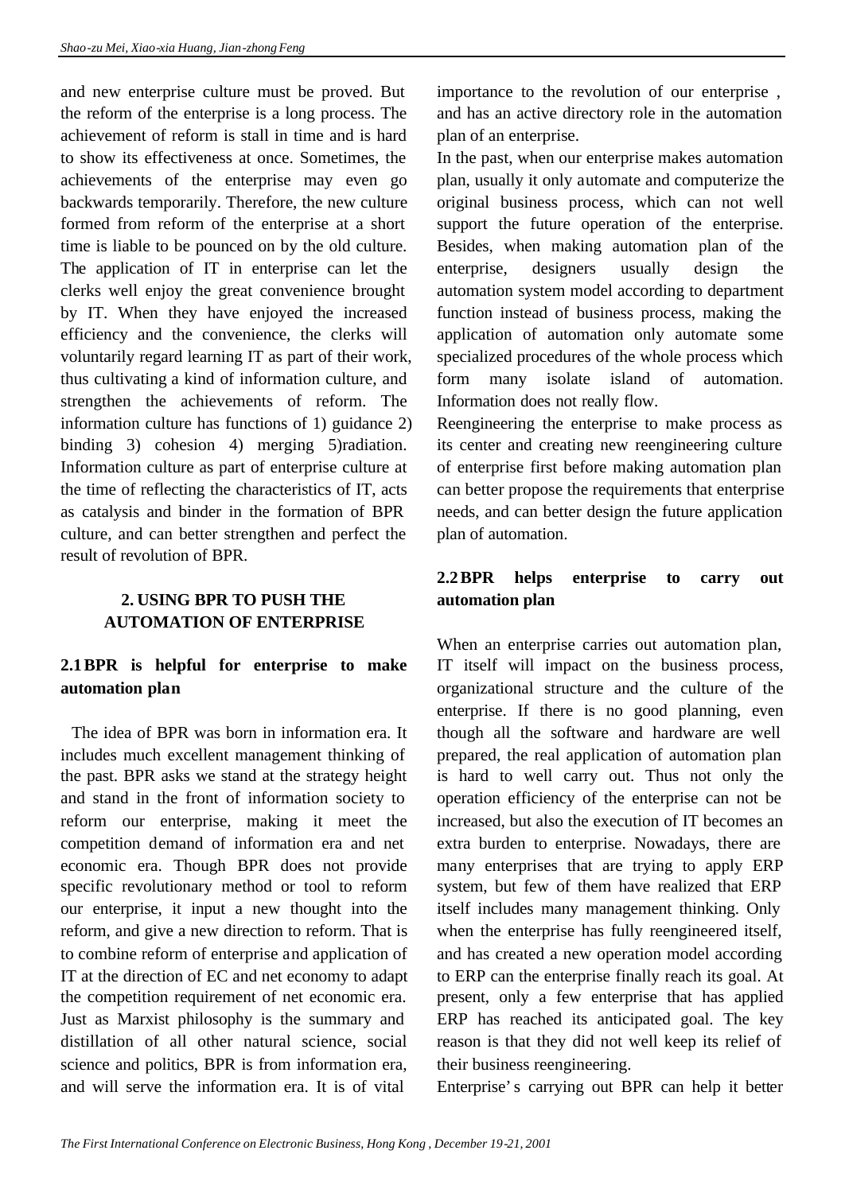and new enterprise culture must be proved. But the reform of the enterprise is a long process. The achievement of reform is stall in time and is hard to show its effectiveness at once. Sometimes, the achievements of the enterprise may even go backwards temporarily. Therefore, the new culture formed from reform of the enterprise at a short time is liable to be pounced on by the old culture. The application of IT in enterprise can let the clerks well enjoy the great convenience brought by IT. When they have enjoyed the increased efficiency and the convenience, the clerks will voluntarily regard learning IT as part of their work, thus cultivating a kind of information culture, and strengthen the achievements of reform. The information culture has functions of 1) guidance 2) binding 3) cohesion 4) merging 5)radiation. Information culture as part of enterprise culture at the time of reflecting the characteristics of IT, acts as catalysis and binder in the formation of BPR culture, and can better strengthen and perfect the result of revolution of BPR.

## 2. USING BPR TO PUSH THE AUTOMATION OF ENTERPRISE

### 2.1 BPR is helpful for enterprise to make automation plan

The idea of BPR was born in information era. It includes much excellent management thinking of the past. BPR asks we stand at the strategy height and stand in the front of information society to reform our enterprise, making it meet the competition demand of information era and net economic era. Though BPR does not provide specific revolutionary method or tool to reform our enterprise, it input a new thought into the reform, and give a new direction to reform. That is to combine reform of enterprise and application of IT at the direction of EC and net economy to adapt the competition requirement of net economic era. Just as Marxist philosophy is the summary and distillation of all other natural science, social science and politics, BPR is from information era, and will serve the information era. It is of vital importance to the revolution of our enterprise , and has an active directory role in the automation plan of an enterprise.

In the past, when our enterprise makes automation plan, usually it only automate and computerize the original business process, which can not well support the future operation of the enterprise. Besides, when making automation plan of the enterprise, designers usually design the automation system model according to department function instead of business process, making the application of automation only automate some specialized procedures of the whole process which form many isolate island of automation. Information does not really flow.

Reengineering the enterprise to make process as its center and creating new reengineering culture of enterprise first before making automation plan can better propose the requirements that enterprise needs, and can better design the future application plan of automation.

### 2.2 BPR helps enterprise to carry out automation plan

When an enterprise carries out automation plan, IT itself will impact on the business process, organizational structure and the culture of the enterprise. If there is no good planning, even though all the software and hardware are well prepared, the real application of automation plan is hard to well carry out. Thus not only the operation efficiency of the enterprise can not be increased, but also the execution of IT becomes an extra burden to enterprise. Nowadays, there are many enterprises that are trying to apply ERP system, but few of them have realized that ERP itself includes many management thinking. Only when the enterprise has fully reengineered itself, and has created a new operation model according to ERP can the enterprise finally reach its goal. At present, only a few enterprise that has applied ERP has reached its anticipated goal. The key reason is that they did not well keep its relief of their business reengineering.

Enterprise' s carrying out BPR can help it better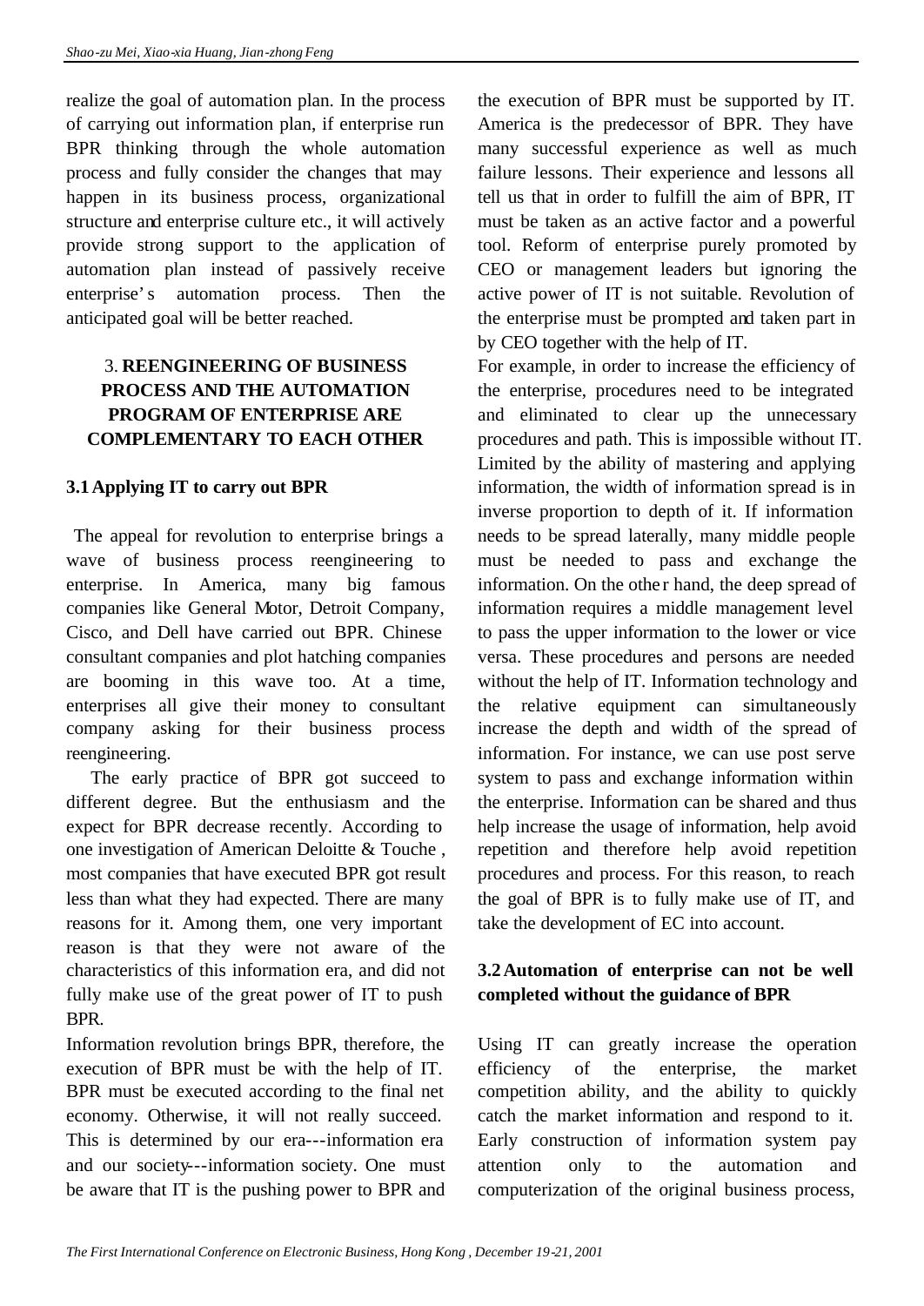realize the goal of automation plan. In the process of carrying out information plan, if enterprise run BPR thinking through the whole automation process and fully consider the changes that may happen in its business process, organizational structure and enterprise culture etc., it will actively provide strong support to the application of automation plan instead of passively receive enterprise's automation process. Then the anticipated goal will be better reached.

## 3. REENGINEERING OF BUSINESS PROCESS AND THE AUTOMATION PROGRAM OF ENTERPRISE ARE COMPLEMENTARY TO EACH OTHER

### 3.1 Applying IT to carry out BPR

The appeal for revolution to enterprise brings a wave of business process reengineering to enterprise. In America, many big famous companies like General Motor, Detroit Company, Cisco, and Dell have carried out BPR. Chinese consultant companies and plot hatching companies are booming in this wave too. At a time, enterprises all give their money to consultant company asking for their business process reengineering.

The early practice of BPR got succeed to different degree. But the enthusiasm and the expect for BPR decrease recently. According to one investigation of American Deloitte & Touche, most companies that have executed BPR got result less than what they had expected. There are many reasons for it. Among them, one very important reason is that they were not aware of the characteristics of this information era, and did not fully make use of the great power of IT to push BPR.

Information revolution brings BPR, therefore, the execution of BPR must be with the help of IT. BPR must be executed according to the final net economy. Otherwise, it will not really succeed. This is determined by our era---information era and our society---information society. One must be aware that IT is the pushing power to BPR and the execution of BPR must be supported by IT. America is the predecessor of BPR. They have many successful experience as well as much failure lessons. Their experience and lessons all tell us that in order to fulfill the aim of BPR, IT must be taken as an active factor and a powerful tool. Reform of enterprise purely promoted by CEO or management leaders but ignoring the active power of IT is not suitable. Revolution of the enterprise must be prompted and taken part in by CEO together with the help of IT.

For example, in order to increase the efficiency of the enterprise, procedures need to be integrated and eliminated to clear up the unnecessary procedures and path. This is impossible without IT. Limited by the ability of mastering and applying information, the width of information spread is in inverse proportion to depth of it. If information needs to be spread laterally, many middle people must be needed to pass and exchange the information. On the other hand, the deep spread of information requires a middle management level to pass the upper information to the lower or vice versa. These procedures and persons are needed without the help of IT. Information technology and the relative equipment can simultaneously increase the depth and width of the spread of information. For instance, we can use post serve system to pass and exchange information within the enterprise. Information can be shared and thus help increase the usage of information, help avoid repetition and therefore help avoid repetition procedures and process. For this reason, to reach the goal of BPR is to fully make use of IT, and take the development of EC into account.

### 3.2 Automation of enterprise can not be well completed without the guidance of BPR

Using IT can greatly increase the operation efficiency of the enterprise, the market competition ability, and the ability to quickly catch the market information and respond to it. Early construction of information system pay attention only to the automation and computerization of the original business process,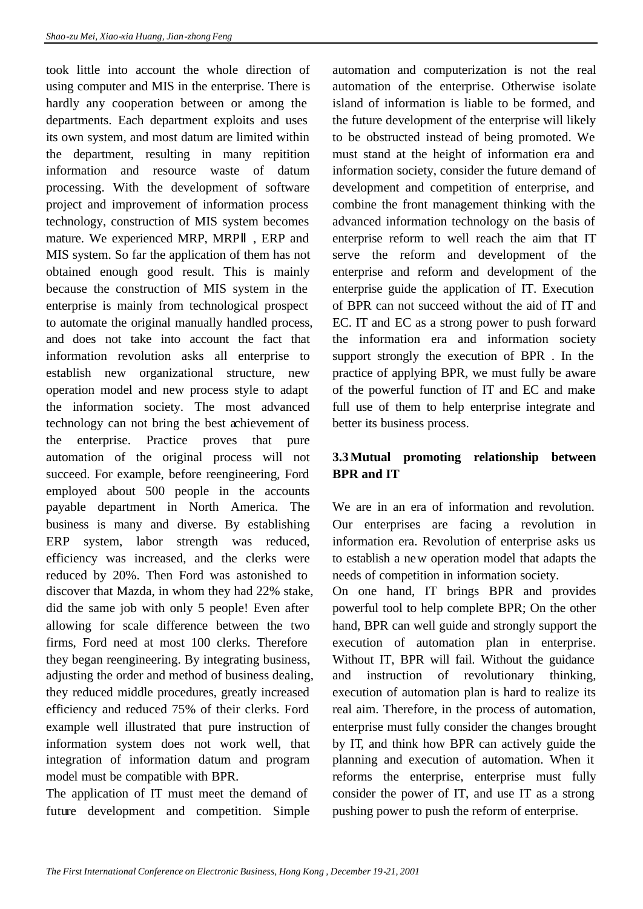took little into account the whole direction of using computer and MIS in the enterprise. There is hardly any cooperation between or among the departments. Each department exploits and uses its own system, and most datum are limited within the department, resulting in many repitition information and resource waste of datum processing. With the development of software project and improvement of information process technology, construction of MIS system becomes mature. We experienced MRP, MRPⅡ, ERP and MIS system. So far the application of them has not obtained enough good result. This is mainly because the construction of MIS system in the enterprise is mainly from technological prospect to automate the original manually handled process, and does not take into account the fact that information revolution asks all enterprise to establish new organizational structure, new operation model and new process style to adapt the information society. The most advanced technology can not bring the best achievement of the enterprise. Practice proves that pure automation of the original process will not succeed. For example, before reengineering, Ford employed about 500 people in the accounts payable department in North America. The business is many and diverse. By establishing ERP system, labor strength was reduced, efficiency was increased, and the clerks were reduced by 20%. Then Ford was astonished to discover that Mazda, in whom they had 22% stake, did the same job with only 5 people! Even after allowing for scale difference between the two firms, Ford need at most 100 clerks. Therefore they began reengineering. By integrating business, adjusting the order and method of business dealing, they reduced middle procedures, greatly increased efficiency and reduced 75% of their clerks. Ford example well illustrated that pure instruction of information system does not work well, that integration of information datum and program model must be compatible with BPR.

The application of IT must meet the demand of future development and competition. Simple automation and computerization is not the real automation of the enterprise. Otherwise isolate island of information is liable to be formed, and the future development of the enterprise will likely to be obstructed instead of being promoted. We must stand at the height of information era and information society, consider the future demand of development and competition of enterprise, and combine the front management thinking with the advanced information technology on the basis of enterprise reform to well reach the aim that IT serve the reform and development of the enterprise and reform and development of the enterprise guide the application of IT. Execution of BPR can not succeed without the aid of IT and EC. IT and EC as a strong power to push forward the information era and information society support strongly the execution of BPR . In the practice of applying BPR, we must fully be aware of the powerful function of IT and EC and make full use of them to help enterprise integrate and better its business process.

### 3.3 Mutual promoting relationship between BPR and IT

We are in an era of information and revolution. Our enterprises are facing a revolution in information era. Revolution of enterprise asks us to establish a new operation model that adapts the needs of competition in information society.

On one hand, IT brings BPR and provides powerful tool to help complete BPR; On the other hand, BPR can well guide and strongly support the execution of automation plan in enterprise. Without IT, BPR will fail. Without the guidance and instruction of revolutionary thinking, execution of automation plan is hard to realize its real aim. Therefore, in the process of automation, enterprise must fully consider the changes brought by IT, and think how BPR can actively guide the planning and execution of automation. When it reforms the enterprise, enterprise must fully consider the power of IT, and use IT as a strong pushing power to push the reform of enterprise.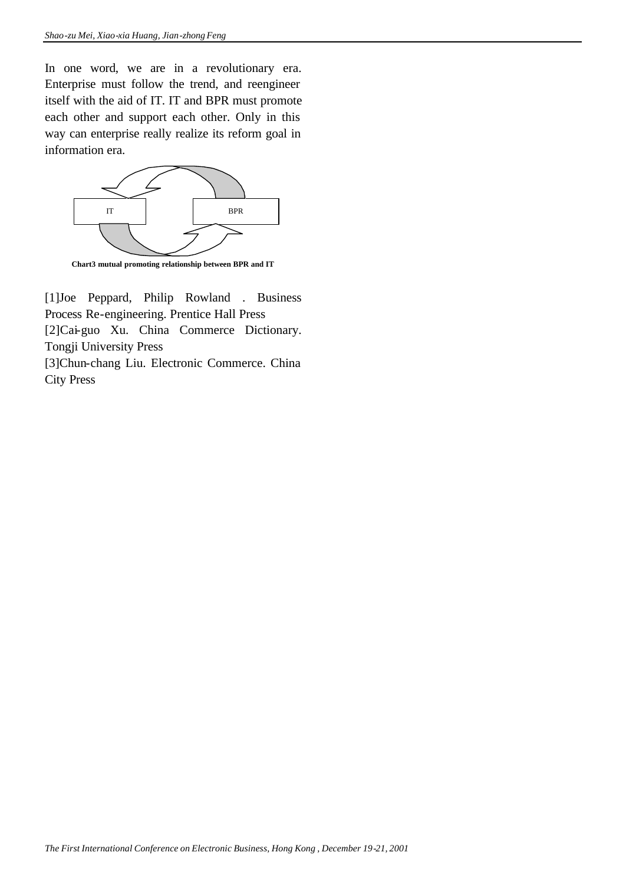In one word, we are in a revolutionary era. Enterprise must follow the trend, and reengineer itself with the aid of IT. IT and BPR must promote each other and support each other. Only in this way can enterprise really realize its reform goal in information era.

IT

BPR

**Chart3 mutual promoting relationship between BPR and IT**

[1]Joe Peppard, Philip Rowland . Business Process Re-engineering. Prentice Hall Press

[2]Cai-guo Xu. China Commerce Dictionary. Tongji University Press

[3]Chun-chang Liu. Electronic Commerce. China City Press